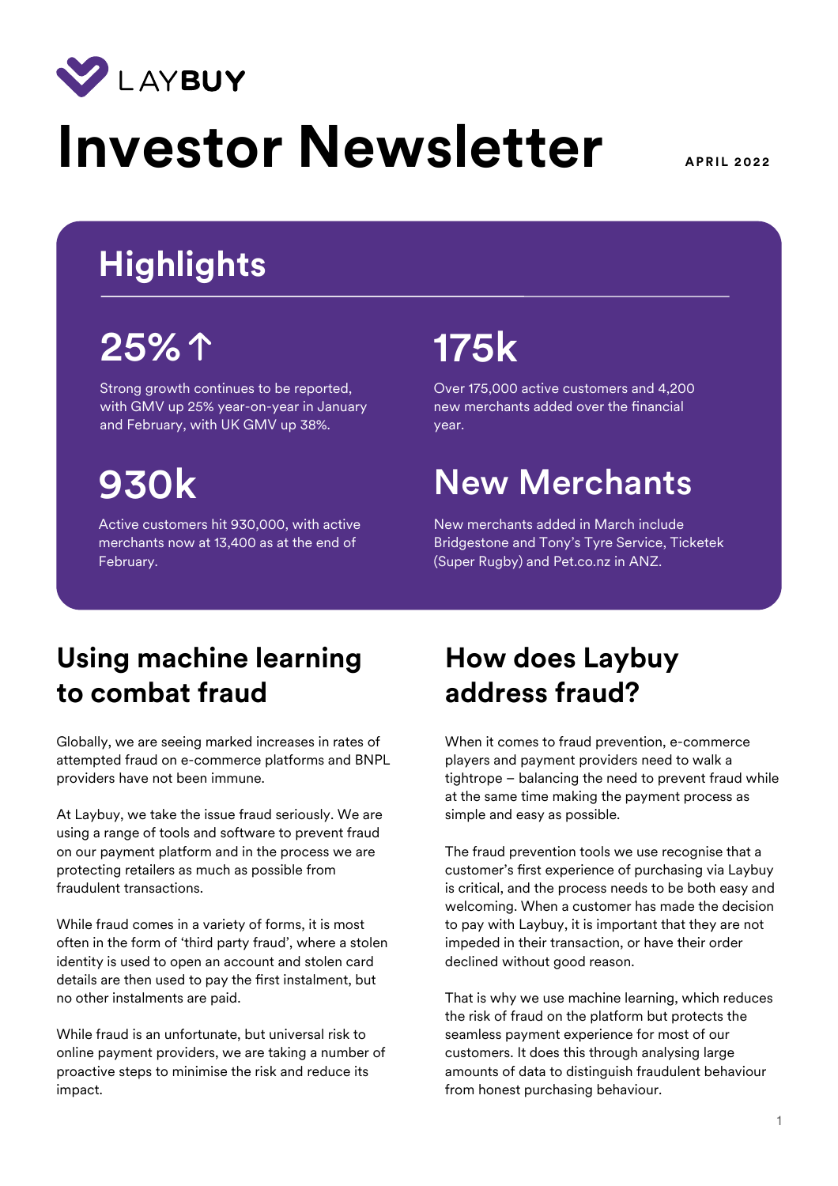LAYBUY

# Investor Newsletter

APRIL 2022

## Highlights

### 25% ↑

Strong growth continues to be reported, with GMV up 25% year-on-year in January and February, with UK GMV up 38%.

### 175k

Over 175,000 active customers and 4,200 new merchants added over the financial year.

### 930k

Active customers hit 930,000, with active merchants now at 13,400 as at the end of February.

### New Merchants

New merchants added in March include Bridgestone and Tony's Tyre Service, Ticketek (Super Rugby) and Pet.co.nz in ANZ.

## Using machine learning to combat fraud

Globally, we are seeing marked increases in rates of attempted fraud on e-commerce platforms and BNPL providers have not been immune.

At Laybuy, we take the issue fraud seriously. We are using a range of tools and software to prevent fraud on our payment platform and in the process we are protecting retailers as much as possible from fraudulent transactions.

While fraud comes in a variety of forms, it is most often in the form of 'third party fraud', where a stolen identity is used to open an account and stolen card details are then used to pay the first instalment, but no other instalments are paid.

While fraud is an unfortunate, but universal risk to online payment providers, we are taking a number of proactive steps to minimise the risk and reduce its impact.

## How does Laybuy address fraud?

When it comes to fraud prevention, e-commerce players and payment providers need to walk a tightrope – balancing the need to prevent fraud while at the same time making the payment process as simple and easy as possible.

The fraud prevention tools we use recognise that a customer's first experience of purchasing via Laybuy is critical, and the process needs to be both easy and welcoming. When a customer has made the decision to pay with Laybuy, it is important that they are not impeded in their transaction, or have their order declined without good reason.

That is why we use machine learning, which reduces the risk of fraud on the platform but protects the seamless payment experience for most of our customers. It does this through analysing large amounts of data to distinguish fraudulent behaviour from honest purchasing behaviour.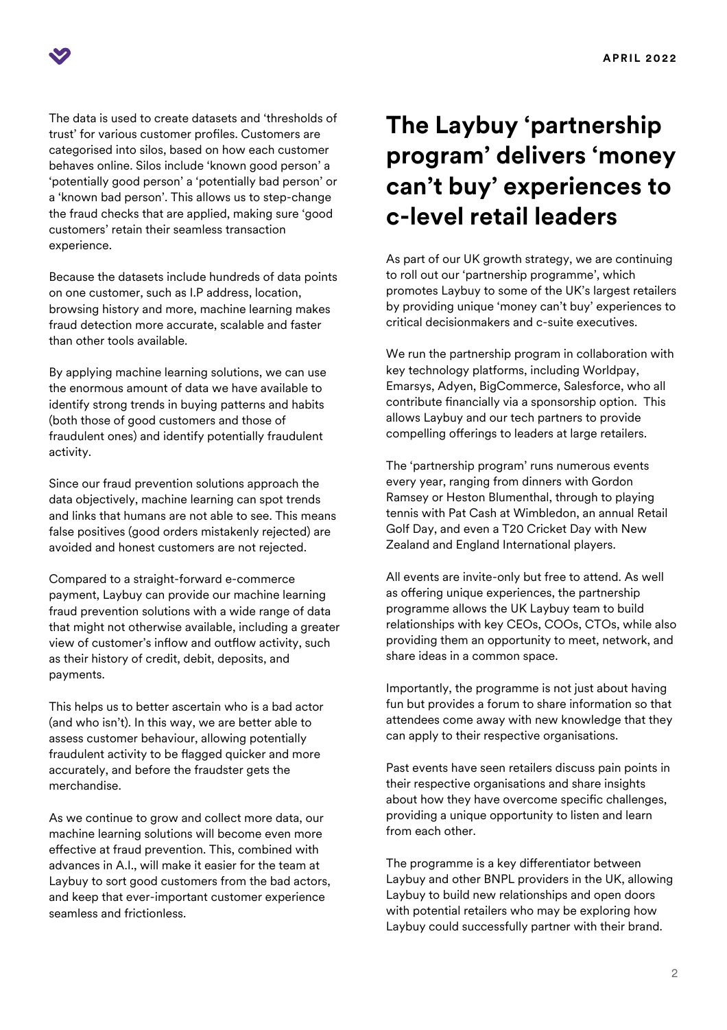The data is used to create datasets and 'thresholds of trust' for various customer profiles. Customers are categorised into silos, based on how each customer behaves online. Silos include 'known good person' a 'potentially good person' a 'potentially bad person' or a 'known bad person'. This allows us to step-change the fraud checks that are applied, making sure 'good customers' retain their seamless transaction experience.

Because the datasets include hundreds of data points on one customer, such as I.P address, location, browsing history and more, machine learning makes fraud detection more accurate, scalable and faster than other tools available.

By applying machine learning solutions, we can use the enormous amount of data we have available to identify strong trends in buying patterns and habits (both those of good customers and those of fraudulent ones) and identify potentially fraudulent activity.

Since our fraud prevention solutions approach the data objectively, machine learning can spot trends and links that humans are not able to see. This means false positives (good orders mistakenly rejected) are avoided and honest customers are not rejected.

Compared to a straight-forward e-commerce payment, Laybuy can provide our machine learning fraud prevention solutions with a wide range of data that might not otherwise available, including a greater view of customer's inflow and outflow activity, such as their history of credit, debit, deposits, and payments.

This helps us to better ascertain who is a bad actor (and who isn't). In this way, we are better able to assess customer behaviour, allowing potentially fraudulent activity to be flagged quicker and more accurately, and before the fraudster gets the merchandise.

As we continue to grow and collect more data, our machine learning solutions will become even more effective at fraud prevention. This, combined with advances in A.I., will make it easier for the team at Laybuy to sort good customers from the bad actors, and keep that ever-important customer experience seamless and frictionless.

## The Laybuy 'partnership program' delivers 'money can't buy' experiences to c-level retail leaders

As part of our UK growth strategy, we are continuing to roll out our 'partnership programme', which promotes Laybuy to some of the UK's largest retailers by providing unique 'money can't buy' experiences to critical decisionmakers and c-suite executives.

We run the partnership program in collaboration with key technology platforms, including Worldpay, Emarsys, Adyen, BigCommerce, Salesforce, who all contribute financially via a sponsorship option. This allows Laybuy and our tech partners to provide compelling offerings to leaders at large retailers.

The 'partnership program' runs numerous events every year, ranging from dinners with Gordon Ramsey or Heston Blumenthal, through to playing tennis with Pat Cash at Wimbledon, an annual Retail Golf Day, and even a T20 Cricket Day with New Zealand and England International players.

All events are invite-only but free to attend. As well as offering unique experiences, the partnership programme allows the UK Laybuy team to build relationships with key CEOs, COOs, CTOs, while also providing them an opportunity to meet, network, and share ideas in a common space.

Importantly, the programme is not just about having fun but provides a forum to share information so that attendees come away with new knowledge that they can apply to their respective organisations.

Past events have seen retailers discuss pain points in their respective organisations and share insights about how they have overcome specific challenges, providing a unique opportunity to listen and learn from each other.

The programme is a key differentiator between Laybuy and other BNPL providers in the UK, allowing Laybuy to build new relationships and open doors with potential retailers who may be exploring how Laybuy could successfully partner with their brand.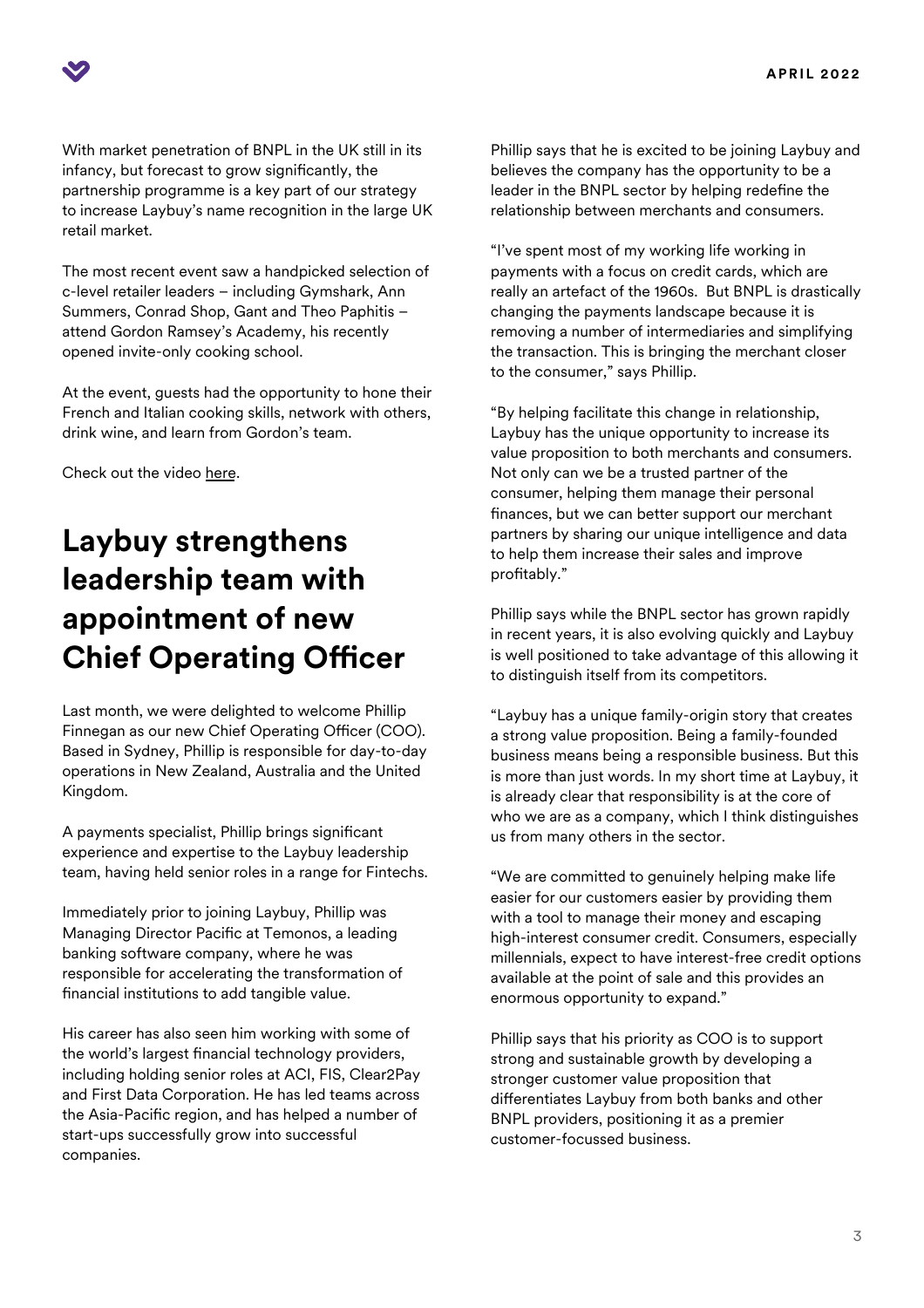With market penetration of BNPL in the UK still in its infancy, but forecast to grow significantly, the partnership programme is a key part of our strategy to increase Laybuy's name recognition in the large UK retail market.

The most recent event saw a handpicked selection of c-level retailer leaders – including Gymshark, Ann Summers, Conrad Shop, Gant and Theo Paphitis – attend Gordon Ramsey's Academy, his recently opened invite-only cooking school.

At the event, guests had the opportunity to hone their French and Italian cooking skills, network with others, drink wine, and learn from Gordon's team.

Check out the video here.

# Laybuy strengthens leadership team with appointment of new Chief Operating Officer

Last month, we were delighted to welcome Phillip Finnegan as our new Chief Operating Officer (COO). Based in Sydney, Phillip is responsible for day-to-day operations in New Zealand, Australia and the United Kingdom.

A payments specialist, Phillip brings significant experience and expertise to the Laybuy leadership team, having held senior roles in a range for Fintechs.

Immediately prior to joining Laybuy, Phillip was Managing Director Pacific at Temonos, a leading banking software company, where he was responsible for accelerating the transformation of financial institutions to add tangible value.

His career has also seen him working with some of the world's largest financial technology providers, including holding senior roles at ACI, FIS, Clear2Pay and First Data Corporation. He has led teams across the Asia-Pacific region, and has helped a number of start-ups successfully grow into successful companies.

Phillip says that he is excited to be joining Laybuy and believes the company has the opportunity to be a leader in the BNPL sector by helping redefine the relationship between merchants and consumers.

"I've spent most of my working life working in payments with a focus on credit cards, which are really an artefact of the 1960s. But BNPL is drastically changing the payments landscape because it is removing a number of intermediaries and simplifying the transaction. This is bringing the merchant closer to the consumer," says Phillip.

"By helping facilitate this change in relationship, Laybuy has the unique opportunity to increase its value proposition to both merchants and consumers. Not only can we be a trusted partner of the consumer, helping them manage their personal finances, but we can better support our merchant partners by sharing our unique intelligence and data to help them increase their sales and improve profitably."

Phillip says while the BNPL sector has grown rapidly in recent years, it is also evolving quickly and Laybuy is well positioned to take advantage of this allowing it to distinguish itself from its competitors.

"Laybuy has a unique family-origin story that creates a strong value proposition. Being a family-founded business means being a responsible business. But this is more than just words. In my short time at Laybuy, it is already clear that responsibility is at the core of who we are as a company, which I think distinguishes us from many others in the sector.

"We are committed to genuinely helping make life easier for our customers easier by providing them with a tool to manage their money and escaping high-interest consumer credit. Consumers, especially millennials, expect to have interest-free credit options available at the point of sale and this provides an enormous opportunity to expand."

Phillip says that his priority as COO is to support strong and sustainable growth by developing a stronger customer value proposition that differentiates Laybuy from both banks and other BNPL providers, positioning it as a premier customer-focussed business.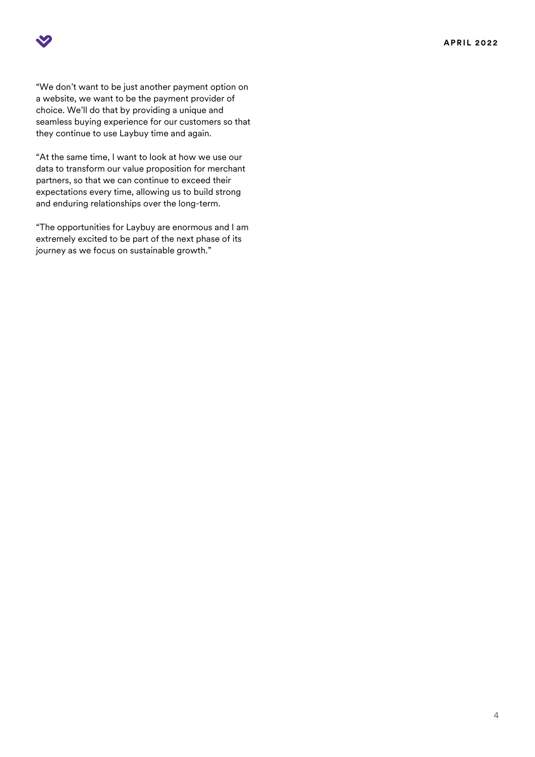"We don't want to be just another payment option on a website, we want to be the payment provider of choice. We'll do that by providing a unique and seamless buying experience for our customers so that they continue to use Laybuy time and again.

"At the same time, I want to look at how we use our data to transform our value proposition for merchant partners, so that we can continue to exceed their expectations every time, allowing us to build strong and enduring relationships over the long-term.

"The opportunities for Laybuy are enormous and I am extremely excited to be part of the next phase of its journey as we focus on sustainable growth."